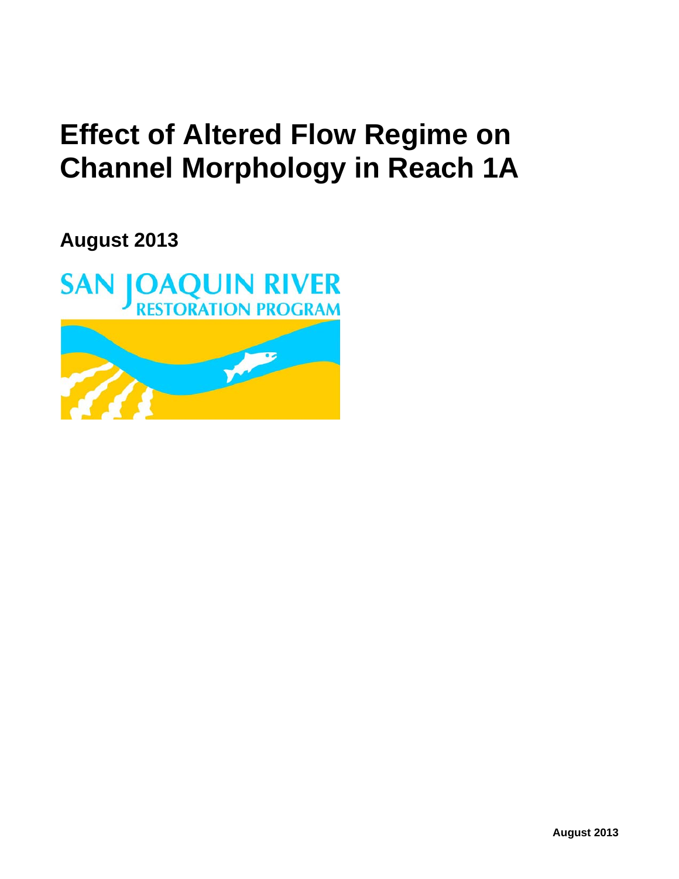# Effect of Altered Flow Regime on Channel Morphology in Reach 1A

**August 2013**

SAN JOAQUIN RIVER
RESTORATION PROGRAM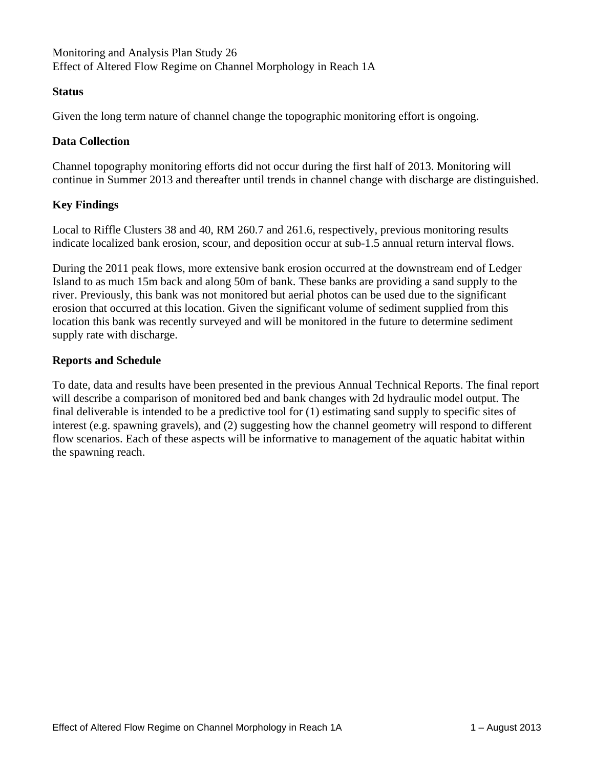Monitoring and Analysis Plan Study 26
Effect of Altered Flow Regime on Channel Morphology in Reach 1A

**Status**

Given the long term nature of channel change the topographic monitoring effort is ongoing.

**Data Collection**

Channel topography monitoring efforts did not occur during the first half of 2013. Monitoring will continue in Summer 2013 and thereafter until trends in channel change with discharge are distinguished.

**Key Findings**

Local to Riffle Clusters 38 and 40, RM 260.7 and 261.6, respectively, previous monitoring results indicate localized bank erosion, scour, and deposition occur at sub-1.5 annual return interval flows.

During the 2011 peak flows, more extensive bank erosion occurred at the downstream end of Ledger Island to as much 15m back and along 50m of bank. These banks are providing a sand supply to the river. Previously, this bank was not monitored but aerial photos can be used due to the significant erosion that occurred at this location. Given the significant volume of sediment supplied from this location this bank was recently surveyed and will be monitored in the future to determine sediment supply rate with discharge.

**Reports and Schedule**

To date, data and results have been presented in the previous Annual Technical Reports. The final report will describe a comparison of monitored bed and bank changes with 2d hydraulic model output. The final deliverable is intended to be a predictive tool for (1) estimating sand supply to specific sites of interest (e.g. spawning gravels), and (2) suggesting how the channel geometry will respond to different flow scenarios. Each of these aspects will be informative to management of the aquatic habitat within the spawning reach.